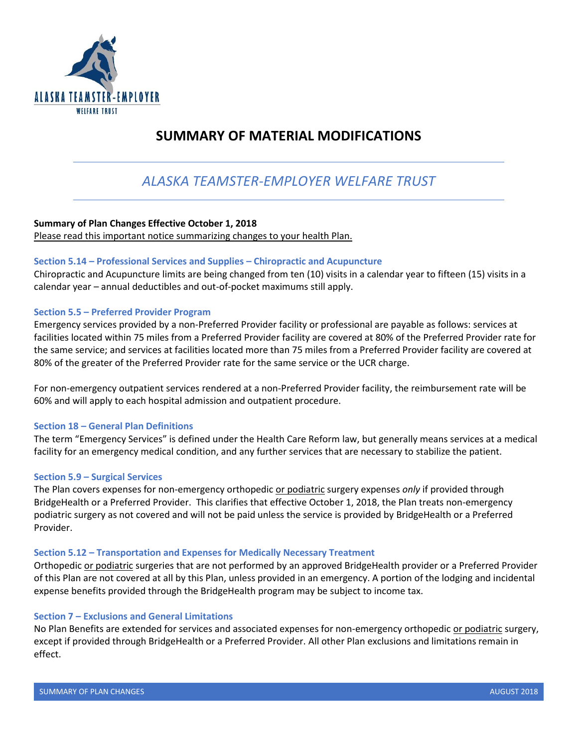# SUMMARY OF MATERIAL MODIFICATIONS

## *ALASKA TEAMSTER-EMPLOYER WELFARE TRUST*

**Summary of Plan Changes Effective October 1, 2018**
<u>Please read this important notice summarizing changes to your health Plan.</u>

### Section 5.14 – Professional Services and Supplies – Chiropractic and Acupuncture

Chiropractic and Acupuncture limits are being changed from ten (10) visits in a calendar year to fifteen (15) visits in a calendar year – annual deductibles and out-of-pocket maximums still apply.

### Section 5.5 – Preferred Provider Program

Emergency services provided by a non-Preferred Provider facility or professional are payable as follows: services at facilities located within 75 miles from a Preferred Provider facility are covered at 80% of the Preferred Provider rate for the same service; and services at facilities located more than 75 miles from a Preferred Provider facility are covered at 80% of the greater of the Preferred Provider rate for the same service or the UCR charge.

For non-emergency outpatient services rendered at a non-Preferred Provider facility, the reimbursement rate will be 60% and will apply to each hospital admission and outpatient procedure.

### Section 18 – General Plan Definitions

The term "Emergency Services" is defined under the Health Care Reform law, but generally means services at a medical facility for an emergency medical condition, and any further services that are necessary to stabilize the patient.

### Section 5.9 – Surgical Services

The Plan covers expenses for non-emergency orthopedic <u>or podiatric</u> surgery expenses *only* if provided through BridgeHealth or a Preferred Provider. This clarifies that effective October 1, 2018, the Plan treats non-emergency podiatric surgery as not covered and will not be paid unless the service is provided by BridgeHealth or a Preferred Provider.

### Section 5.12 – Transportation and Expenses for Medically Necessary Treatment

Orthopedic <u>or podiatric</u> surgeries that are not performed by an approved BridgeHealth provider or a Preferred Provider of this Plan are not covered at all by this Plan, unless provided in an emergency. A portion of the lodging and incidental expense benefits provided through the BridgeHealth program may be subject to income tax.

### Section 7 – Exclusions and General Limitations

No Plan Benefits are extended for services and associated expenses for non-emergency orthopedic <u>or podiatric</u> surgery, except if provided through BridgeHealth or a Preferred Provider. All other Plan exclusions and limitations remain in effect.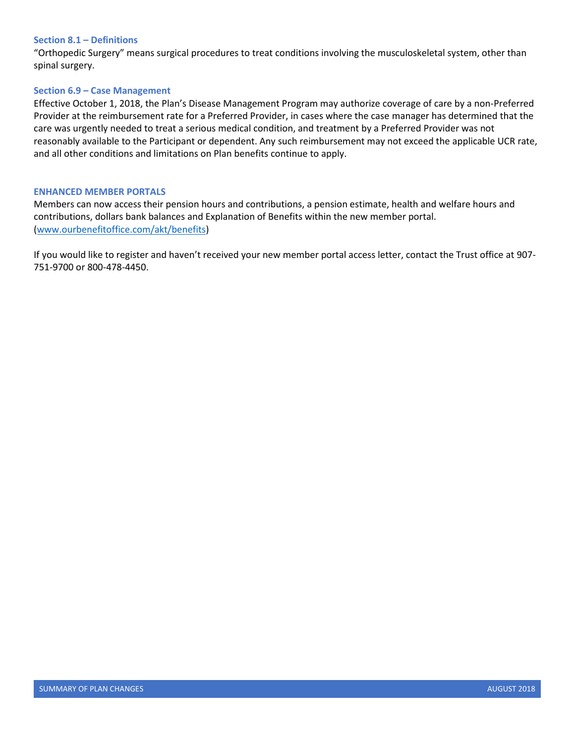### Section 8.1 – Definitions

"Orthopedic Surgery" means surgical procedures to treat conditions involving the musculoskeletal system, other than spinal surgery.

### Section 6.9 – Case Management

Effective October 1, 2018, the Plan's Disease Management Program may authorize coverage of care by a non-Preferred Provider at the reimbursement rate for a Preferred Provider, in cases where the case manager has determined that the care was urgently needed to treat a serious medical condition, and treatment by a Preferred Provider was not reasonably available to the Participant or dependent. Any such reimbursement may not exceed the applicable UCR rate, and all other conditions and limitations on Plan benefits continue to apply.

### ENHANCED MEMBER PORTALS

Members can now access their pension hours and contributions, a pension estimate, health and welfare hours and contributions, dollars bank balances and Explanation of Benefits within the new member portal. (www.ourbenefitoffice.com/akt/benefits)

If you would like to register and haven't received your new member portal access letter, contact the Trust office at 907-751-9700 or 800-478-4450.